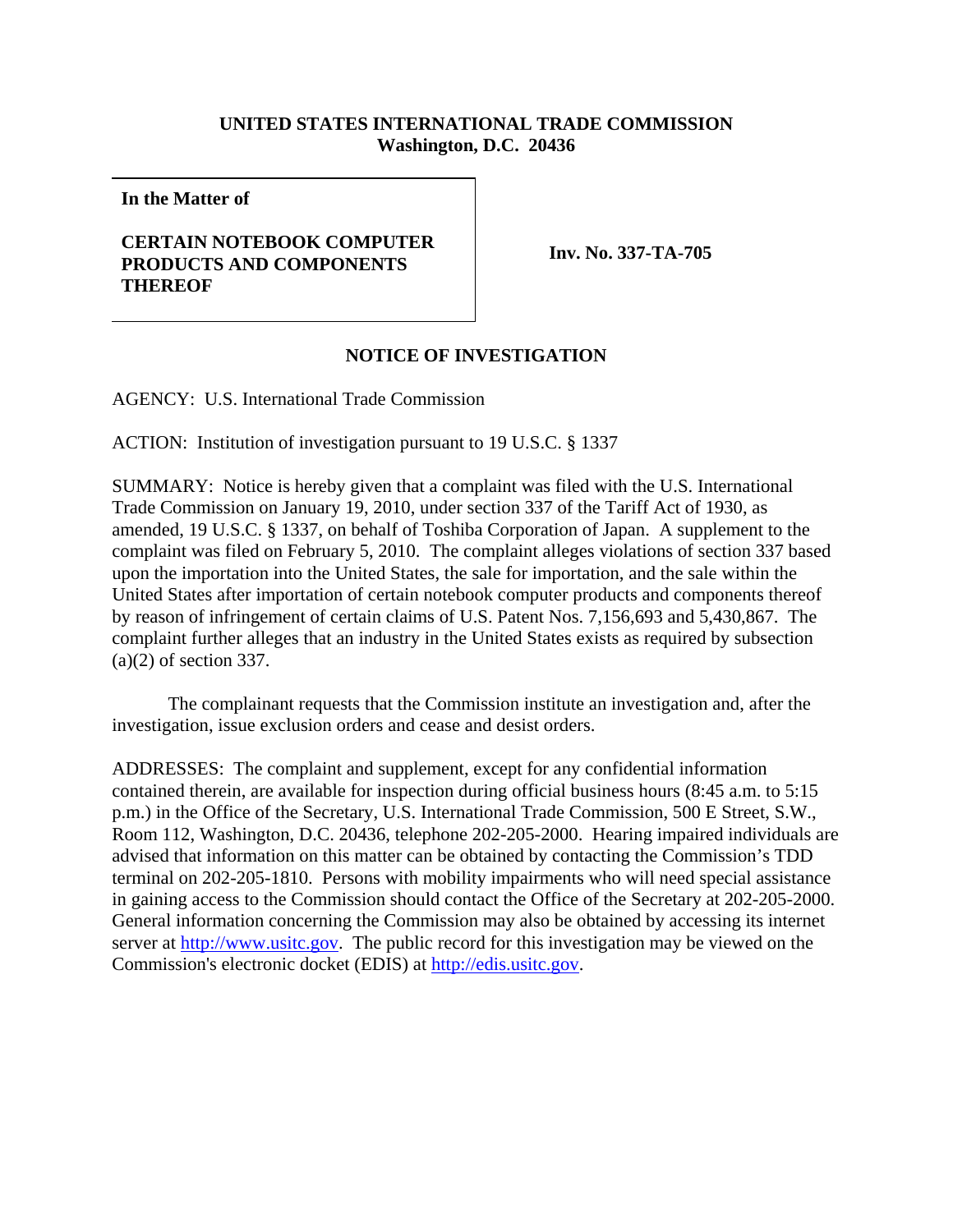**UNITED STATES INTERNATIONAL TRADE COMMISSION**
**Washington, D.C. 20436**

| **In the Matter of**<br><br>**CERTAIN NOTEBOOK COMPUTER PRODUCTS AND COMPONENTS THEREOF** | **Inv. No. 337-TA-705** |
|---|---|

## NOTICE OF INVESTIGATION

AGENCY: U.S. International Trade Commission

ACTION: Institution of investigation pursuant to 19 U.S.C. § 1337

SUMMARY: Notice is hereby given that a complaint was filed with the U.S. International Trade Commission on January 19, 2010, under section 337 of the Tariff Act of 1930, as amended, 19 U.S.C. § 1337, on behalf of Toshiba Corporation of Japan. A supplement to the complaint was filed on February 5, 2010. The complaint alleges violations of section 337 based upon the importation into the United States, the sale for importation, and the sale within the United States after importation of certain notebook computer products and components thereof by reason of infringement of certain claims of U.S. Patent Nos. 7,156,693 and 5,430,867. The complaint further alleges that an industry in the United States exists as required by subsection (a)(2) of section 337.

The complainant requests that the Commission institute an investigation and, after the investigation, issue exclusion orders and cease and desist orders.

ADDRESSES: The complaint and supplement, except for any confidential information contained therein, are available for inspection during official business hours (8:45 a.m. to 5:15 p.m.) in the Office of the Secretary, U.S. International Trade Commission, 500 E Street, S.W., Room 112, Washington, D.C. 20436, telephone 202-205-2000. Hearing impaired individuals are advised that information on this matter can be obtained by contacting the Commission's TDD terminal on 202-205-1810. Persons with mobility impairments who will need special assistance in gaining access to the Commission should contact the Office of the Secretary at 202-205-2000. General information concerning the Commission may also be obtained by accessing its internet server at http://www.usitc.gov. The public record for this investigation may be viewed on the Commission's electronic docket (EDIS) at http://edis.usitc.gov.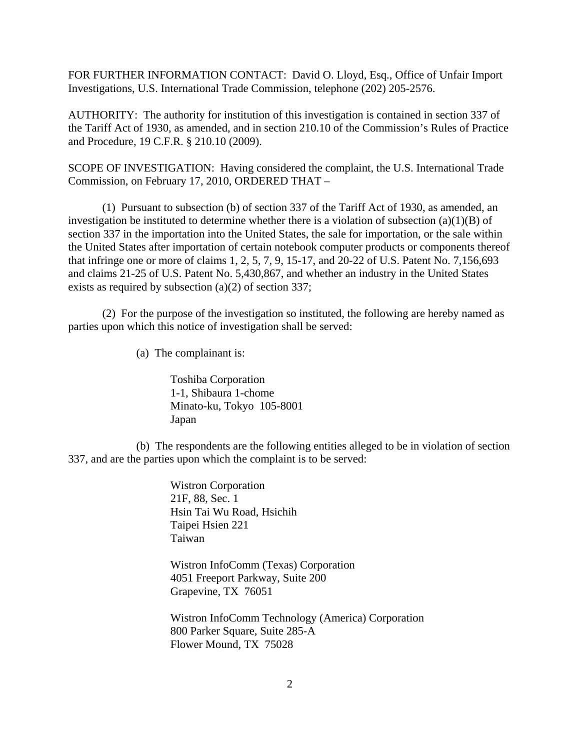FOR FURTHER INFORMATION CONTACT: David O. Lloyd, Esq., Office of Unfair Import Investigations, U.S. International Trade Commission, telephone (202) 205-2576.

AUTHORITY: The authority for institution of this investigation is contained in section 337 of the Tariff Act of 1930, as amended, and in section 210.10 of the Commission's Rules of Practice and Procedure, 19 C.F.R. § 210.10 (2009).

SCOPE OF INVESTIGATION: Having considered the complaint, the U.S. International Trade Commission, on February 17, 2010, ORDERED THAT –

(1) Pursuant to subsection (b) of section 337 of the Tariff Act of 1930, as amended, an investigation be instituted to determine whether there is a violation of subsection (a)(1)(B) of section 337 in the importation into the United States, the sale for importation, or the sale within the United States after importation of certain notebook computer products or components thereof that infringe one or more of claims 1, 2, 5, 7, 9, 15-17, and 20-22 of U.S. Patent No. 7,156,693 and claims 21-25 of U.S. Patent No. 5,430,867, and whether an industry in the United States exists as required by subsection (a)(2) of section 337;

(2) For the purpose of the investigation so instituted, the following are hereby named as parties upon which this notice of investigation shall be served:

(a) The complainant is:

Toshiba Corporation
1-1, Shibaura 1-chome
Minato-ku, Tokyo 105-8001
Japan

(b) The respondents are the following entities alleged to be in violation of section 337, and are the parties upon which the complaint is to be served:

Wistron Corporation
21F, 88, Sec. 1
Hsin Tai Wu Road, Hsichih
Taipei Hsien 221
Taiwan

Wistron InfoComm (Texas) Corporation
4051 Freeport Parkway, Suite 200
Grapevine, TX 76051

Wistron InfoComm Technology (America) Corporation
800 Parker Square, Suite 285-A
Flower Mound, TX 75028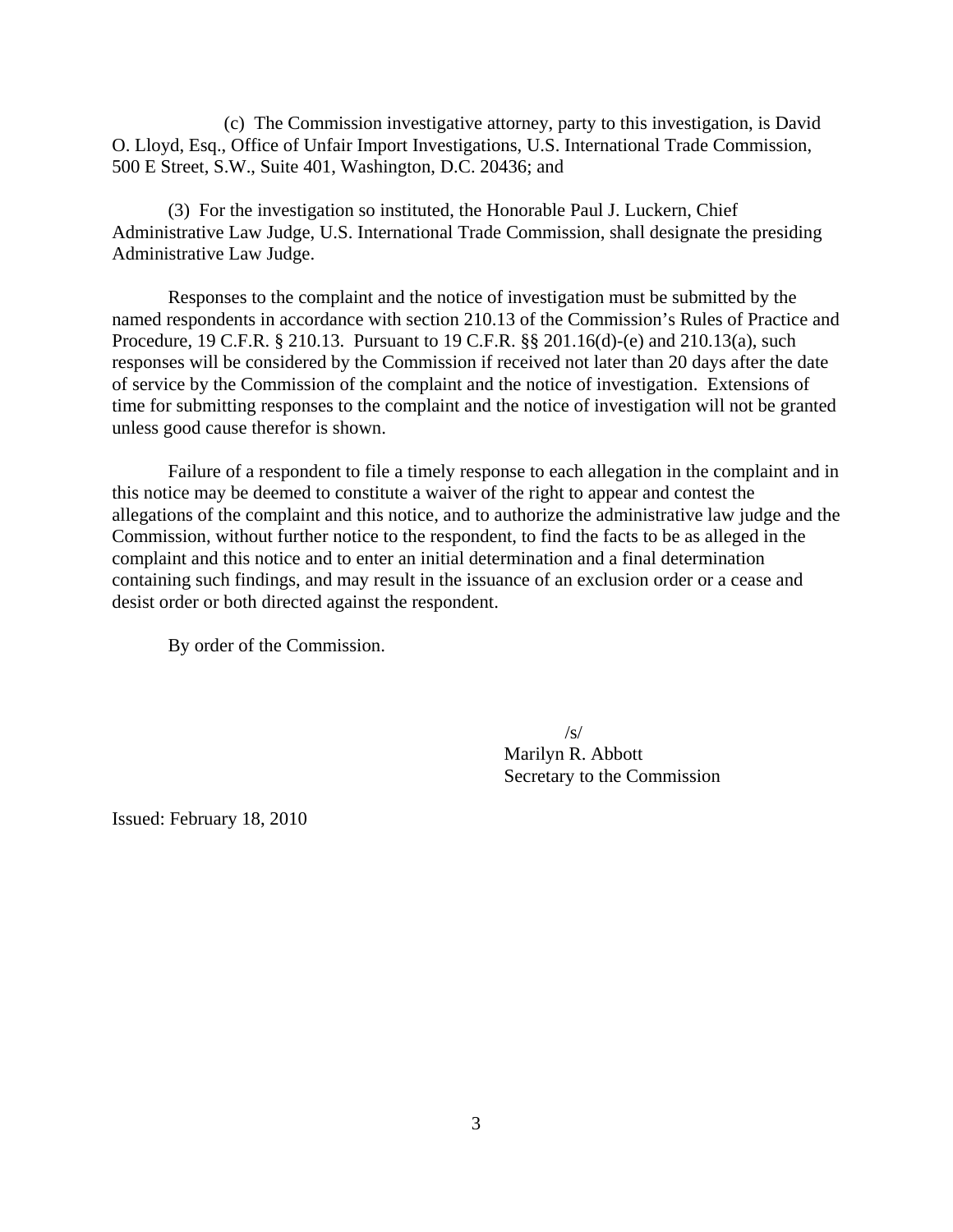(c) The Commission investigative attorney, party to this investigation, is David O. Lloyd, Esq., Office of Unfair Import Investigations, U.S. International Trade Commission, 500 E Street, S.W., Suite 401, Washington, D.C. 20436; and

(3) For the investigation so instituted, the Honorable Paul J. Luckern, Chief Administrative Law Judge, U.S. International Trade Commission, shall designate the presiding Administrative Law Judge.

Responses to the complaint and the notice of investigation must be submitted by the named respondents in accordance with section 210.13 of the Commission's Rules of Practice and Procedure, 19 C.F.R. § 210.13. Pursuant to 19 C.F.R. §§ 201.16(d)-(e) and 210.13(a), such responses will be considered by the Commission if received not later than 20 days after the date of service by the Commission of the complaint and the notice of investigation. Extensions of time for submitting responses to the complaint and the notice of investigation will not be granted unless good cause therefor is shown.

Failure of a respondent to file a timely response to each allegation in the complaint and in this notice may be deemed to constitute a waiver of the right to appear and contest the allegations of the complaint and this notice, and to authorize the administrative law judge and the Commission, without further notice to the respondent, to find the facts to be as alleged in the complaint and this notice and to enter an initial determination and a final determination containing such findings, and may result in the issuance of an exclusion order or a cease and desist order or both directed against the respondent.

By order of the Commission.

/s/
Marilyn R. Abbott
Secretary to the Commission

Issued: February 18, 2010